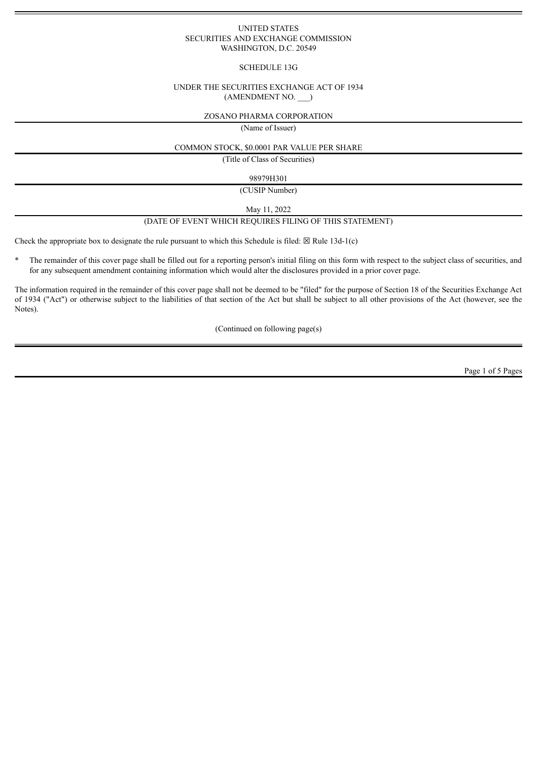UNITED STATES
SECURITIES AND EXCHANGE COMMISSION
WASHINGTON, D.C. 20549

SCHEDULE 13G

UNDER THE SECURITIES EXCHANGE ACT OF 1934
(AMENDMENT NO. ___)

ZOSANO PHARMA CORPORATION

(Name of Issuer)

COMMON STOCK, $0.0001 PAR VALUE PER SHARE

(Title of Class of Securities)

98979H301

(CUSIP Number)

May 11, 2022

(DATE OF EVENT WHICH REQUIRES FILING OF THIS STATEMENT)

Check the appropriate box to designate the rule pursuant to which this Schedule is filed: ☒ Rule 13d-1(c)

\* The remainder of this cover page shall be filled out for a reporting person's initial filing on this form with respect to the subject class of securities, and for any subsequent amendment containing information which would alter the disclosures provided in a prior cover page.

The information required in the remainder of this cover page shall not be deemed to be "filed" for the purpose of Section 18 of the Securities Exchange Act of 1934 ("Act") or otherwise subject to the liabilities of that section of the Act but shall be subject to all other provisions of the Act (however, see the Notes).

(Continued on following page(s)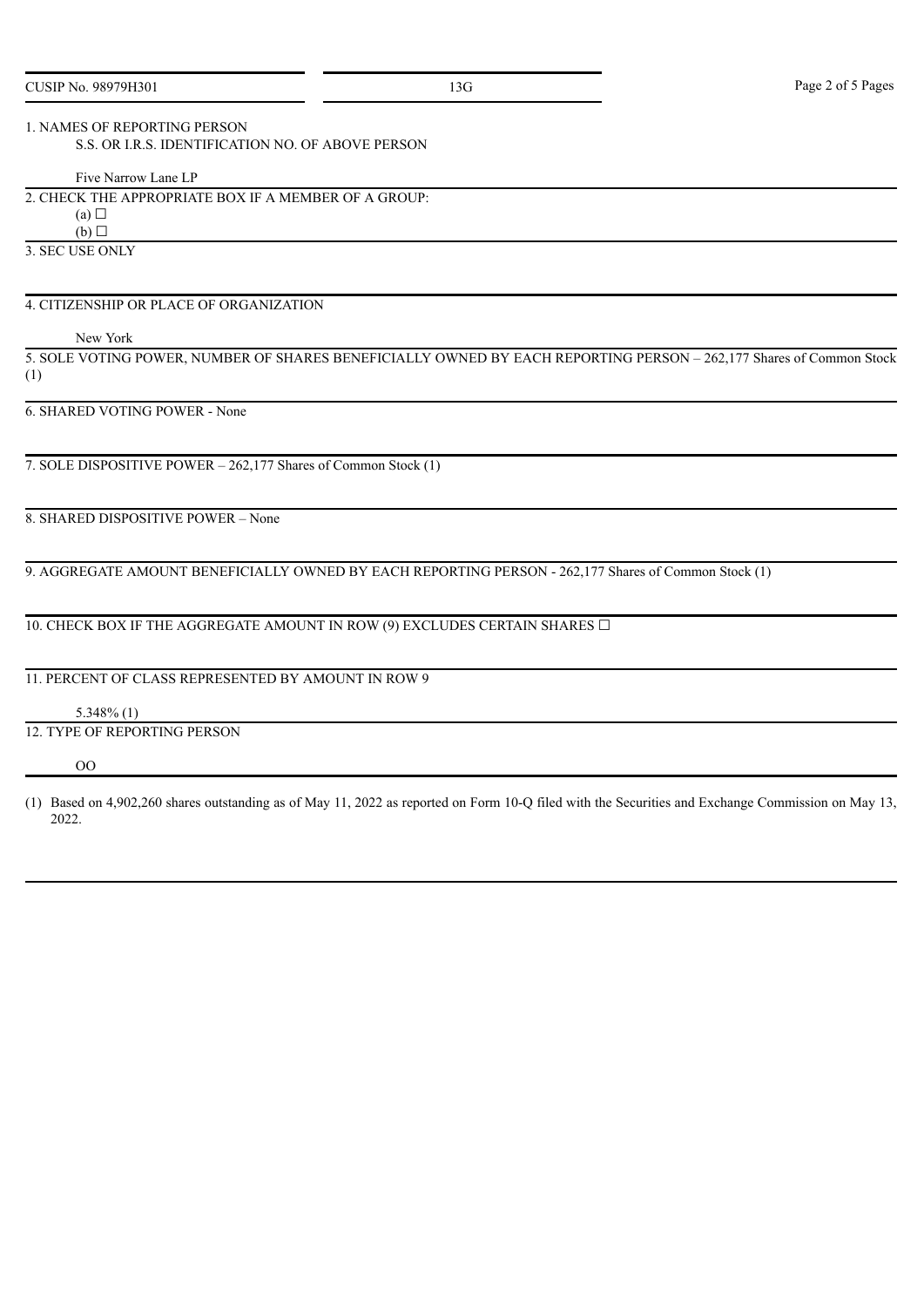CUSIP No. 98979H301 | 13G

1. NAMES OF REPORTING PERSON
   S.S. OR I.R.S. IDENTIFICATION NO. OF ABOVE PERSON

   Five Narrow Lane LP

2. CHECK THE APPROPRIATE BOX IF A MEMBER OF A GROUP:
   (a) ☐
   (b) ☐

3. SEC USE ONLY

4. CITIZENSHIP OR PLACE OF ORGANIZATION

   New York

5. SOLE VOTING POWER, NUMBER OF SHARES BENEFICIALLY OWNED BY EACH REPORTING PERSON – 262,177 Shares of Common Stock (1)

6. SHARED VOTING POWER - None

7. SOLE DISPOSITIVE POWER – 262,177 Shares of Common Stock (1)

8. SHARED DISPOSITIVE POWER – None

9. AGGREGATE AMOUNT BENEFICIALLY OWNED BY EACH REPORTING PERSON - 262,177 Shares of Common Stock (1)

10. CHECK BOX IF THE AGGREGATE AMOUNT IN ROW (9) EXCLUDES CERTAIN SHARES ☐

11. PERCENT OF CLASS REPRESENTED BY AMOUNT IN ROW 9

    5.348% (1)

12. TYPE OF REPORTING PERSON

    OO

(1) Based on 4,902,260 shares outstanding as of May 11, 2022 as reported on Form 10-Q filed with the Securities and Exchange Commission on May 13, 2022.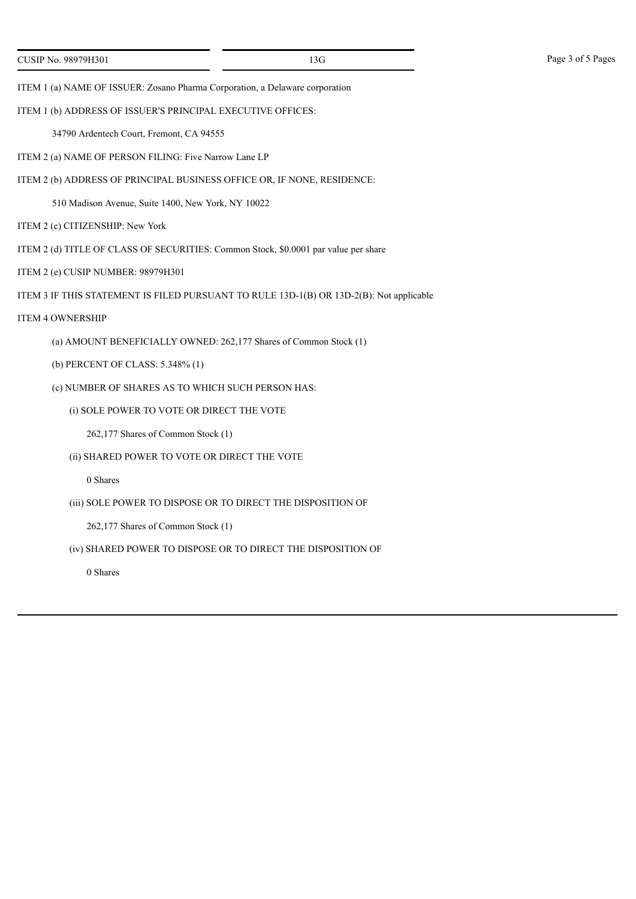CUSIP No. 98979H301 | 13G

ITEM 1 (a) NAME OF ISSUER: Zosano Pharma Corporation, a Delaware corporation

ITEM 1 (b) ADDRESS OF ISSUER'S PRINCIPAL EXECUTIVE OFFICES:

34790 Ardentech Court, Fremont, CA 94555

ITEM 2 (a) NAME OF PERSON FILING: Five Narrow Lane LP

ITEM 2 (b) ADDRESS OF PRINCIPAL BUSINESS OFFICE OR, IF NONE, RESIDENCE:

510 Madison Avenue, Suite 1400, New York, NY 10022

ITEM 2 (c) CITIZENSHIP: New York

ITEM 2 (d) TITLE OF CLASS OF SECURITIES: Common Stock, $0.0001 par value per share

ITEM 2 (e) CUSIP NUMBER: 98979H301

ITEM 3 IF THIS STATEMENT IS FILED PURSUANT TO RULE 13D-1(B) OR 13D-2(B): Not applicable

ITEM 4 OWNERSHIP

(a) AMOUNT BENEFICIALLY OWNED: 262,177 Shares of Common Stock (1)

(b) PERCENT OF CLASS: 5.348% (1)

(c) NUMBER OF SHARES AS TO WHICH SUCH PERSON HAS:

(i) SOLE POWER TO VOTE OR DIRECT THE VOTE

262,177 Shares of Common Stock (1)

(ii) SHARED POWER TO VOTE OR DIRECT THE VOTE

0 Shares

(iii) SOLE POWER TO DISPOSE OR TO DIRECT THE DISPOSITION OF

262,177 Shares of Common Stock (1)

(iv) SHARED POWER TO DISPOSE OR TO DIRECT THE DISPOSITION OF

0 Shares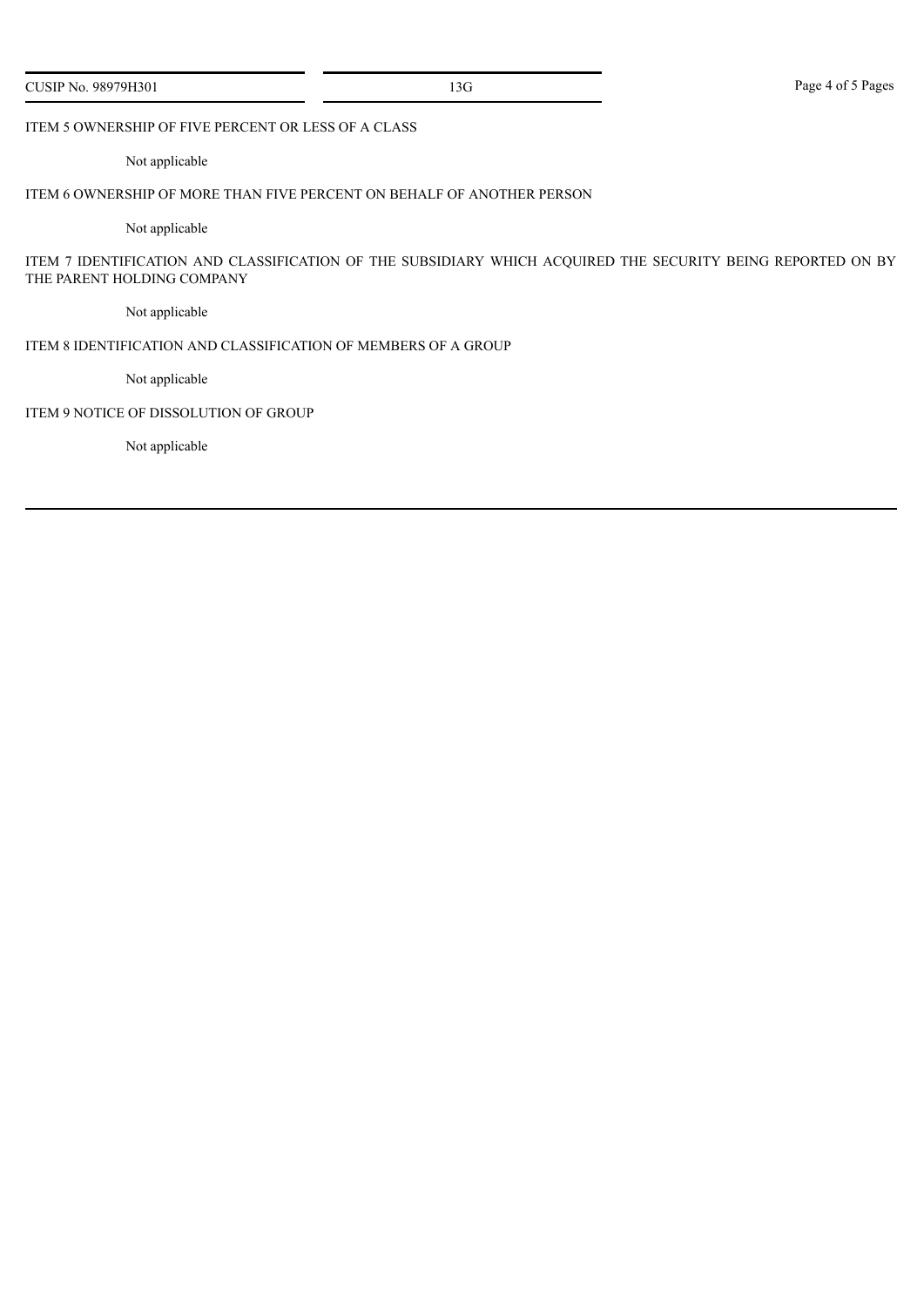ITEM 5 OWNERSHIP OF FIVE PERCENT OR LESS OF A CLASS

Not applicable

ITEM 6 OWNERSHIP OF MORE THAN FIVE PERCENT ON BEHALF OF ANOTHER PERSON

Not applicable

ITEM 7 IDENTIFICATION AND CLASSIFICATION OF THE SUBSIDIARY WHICH ACQUIRED THE SECURITY BEING REPORTED ON BY THE PARENT HOLDING COMPANY

Not applicable

ITEM 8 IDENTIFICATION AND CLASSIFICATION OF MEMBERS OF A GROUP

Not applicable

ITEM 9 NOTICE OF DISSOLUTION OF GROUP

Not applicable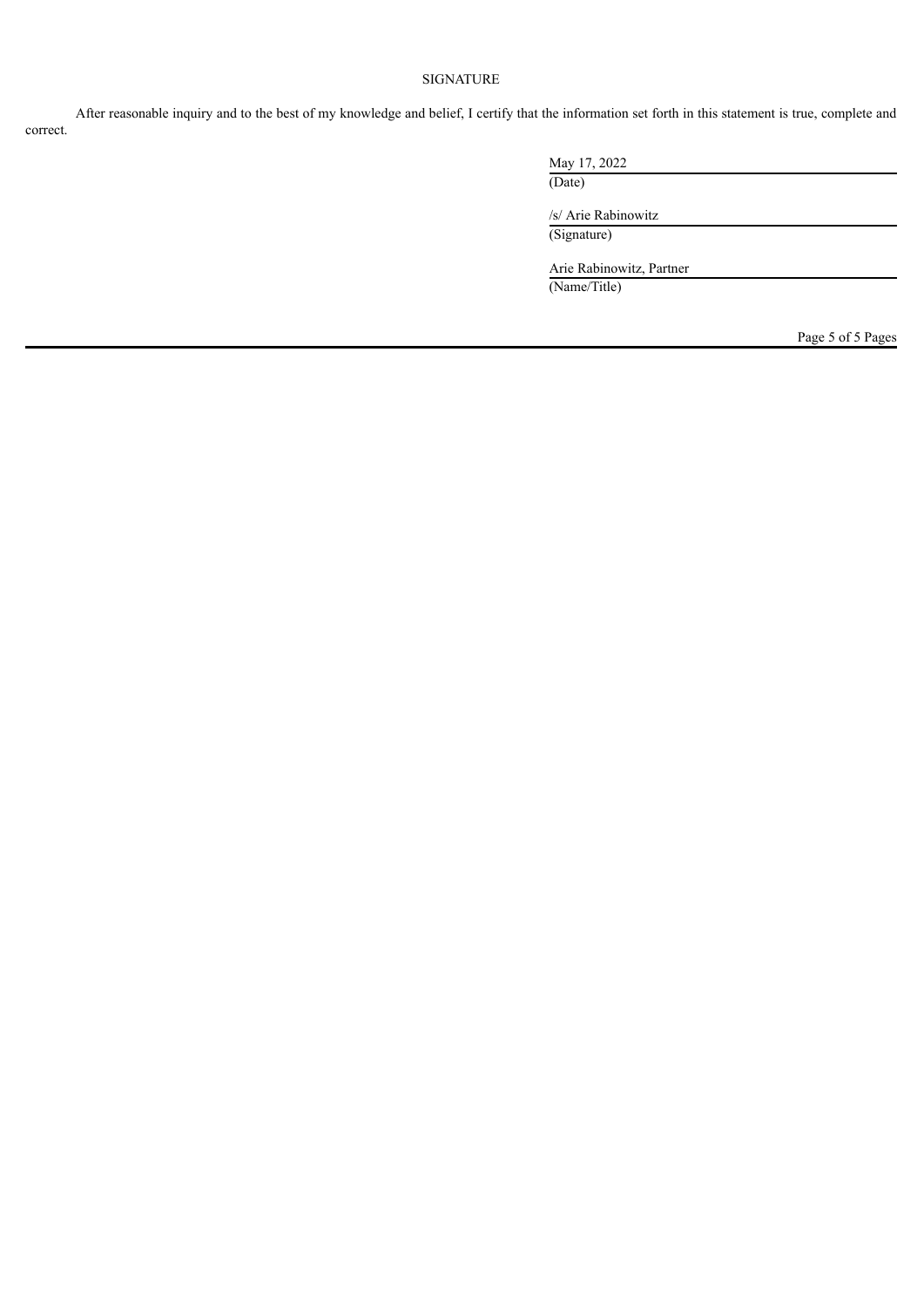SIGNATURE

After reasonable inquiry and to the best of my knowledge and belief, I certify that the information set forth in this statement is true, complete and correct.

May 17, 2022
(Date)

/s/ Arie Rabinowitz
(Signature)

Arie Rabinowitz, Partner
(Name/Title)